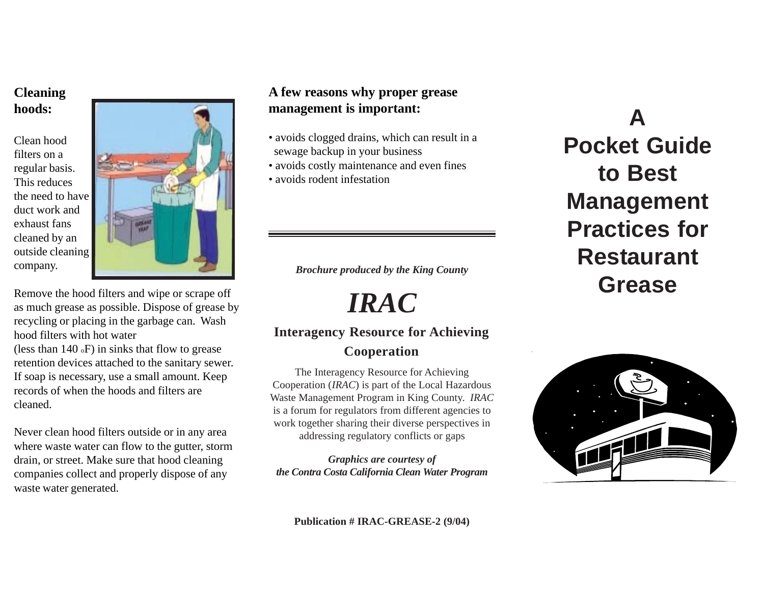**Cleaning hoods:**

Clean hood filters on a regular basis. This reduces the need to have duct work and exhaust fans cleaned by an outside cleaning company.

Remove the hood filters and wipe or scrape off as much grease as possible. Dispose of grease by recycling or placing in the garbage can. Wash hood filters with hot water (less than 140 °F) in sinks that flow to grease retention devices attached to the sanitary sewer. If soap is necessary, use a small amount. Keep records of when the hoods and filters are cleaned.

Never clean hood filters outside or in any area where waste water can flow to the gutter, storm drain, or street. Make sure that hood cleaning companies collect and properly dispose of any waste water generated.

**A few reasons why proper grease management is important:**

- avoids clogged drains, which can result in a sewage backup in your business
- avoids costly maintenance and even fines
- avoids rodent infestation

***Brochure produced by the King County***

# *IRAC*

**Interagency Resource for Achieving Cooperation**

The Interagency Resource for Achieving Cooperation (*IRAC*) is part of the Local Hazardous Waste Management Program in King County. *IRAC* is a forum for regulators from different agencies to work together sharing their diverse perspectives in addressing regulatory conflicts or gaps

***Graphics are courtesy of the Contra Costa California Clean Water Program***

**Publication # IRAC-GREASE-2 (9/04)**

# A Pocket Guide to Best Management Practices for Restaurant Grease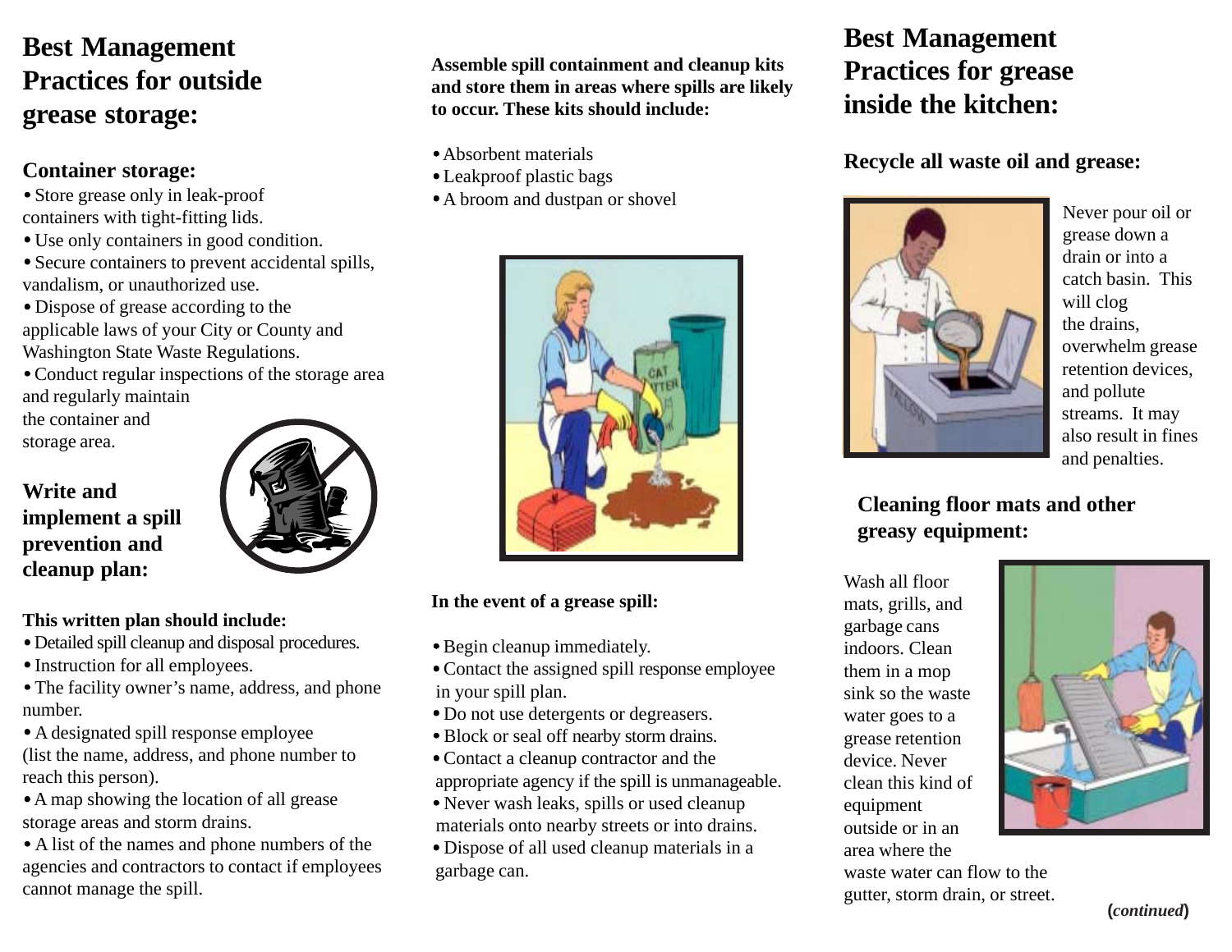# Best Management Practices for outside grease storage:

## Container storage:

- Store grease only in leak-proof containers with tight-fitting lids.
- Use only containers in good condition.
- Secure containers to prevent accidental spills, vandalism, or unauthorized use.
- Dispose of grease according to the applicable laws of your City or County and Washington State Waste Regulations.
- Conduct regular inspections of the storage area and regularly maintain the container and storage area.

## Write and implement a spill prevention and cleanup plan:

**This written plan should include:**

- Detailed spill cleanup and disposal procedures.
- Instruction for all employees.
- The facility owner's name, address, and phone number.
- A designated spill response employee (list the name, address, and phone number to reach this person).
- A map showing the location of all grease storage areas and storm drains.
- A list of the names and phone numbers of the agencies and contractors to contact if employees cannot manage the spill.

**Assemble spill containment and cleanup kits and store them in areas where spills are likely to occur. These kits should include:**

- Absorbent materials
- Leakproof plastic bags
- A broom and dustpan or shovel

**In the event of a grease spill:**

- Begin cleanup immediately.
- Contact the assigned spill response employee in your spill plan.
- Do not use detergents or degreasers.
- Block or seal off nearby storm drains.
- Contact a cleanup contractor and the appropriate agency if the spill is unmanageable.
- Never wash leaks, spills or used cleanup materials onto nearby streets or into drains.
- Dispose of all used cleanup materials in a garbage can.

# Best Management Practices for grease inside the kitchen:

## Recycle all waste oil and grease:

Never pour oil or grease down a drain or into a catch basin. This will clog the drains, overwhelm grease retention devices, and pollute streams. It may also result in fines and penalties.

## Cleaning floor mats and other greasy equipment:

Wash all floor mats, grills, and garbage cans indoors. Clean them in a mop sink so the waste water goes to a grease retention device. Never clean this kind of equipment outside or in an area where the waste water can flow to the gutter, storm drain, or street.

(*continued*)